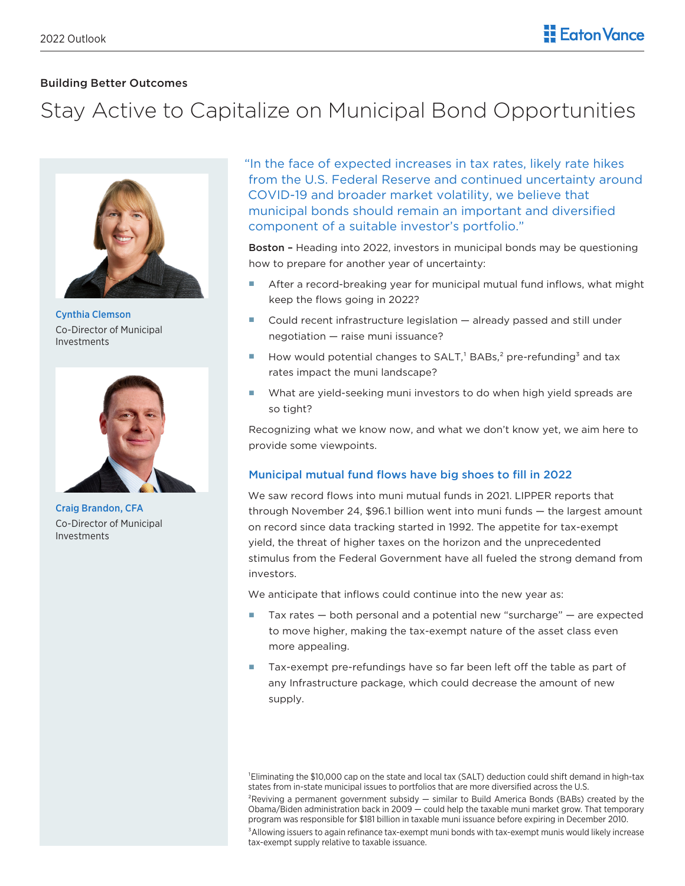2022 Outlook

Building Better Outcomes

# Stay Active to Capitalize on Municipal Bond Opportunities

**Cynthia Clemson**
Co-Director of Municipal Investments

**Craig Brandon, CFA**
Co-Director of Municipal Investments

"In the face of expected increases in tax rates, likely rate hikes from the U.S. Federal Reserve and continued uncertainty around COVID-19 and broader market volatility, we believe that municipal bonds should remain an important and diversified component of a suitable investor's portfolio."

**Boston –** Heading into 2022, investors in municipal bonds may be questioning how to prepare for another year of uncertainty:

- After a record-breaking year for municipal mutual fund inflows, what might keep the flows going in 2022?
- Could recent infrastructure legislation — already passed and still under negotiation — raise muni issuance?
- How would potential changes to SALT,[1] BABs,[2] pre-refunding[3] and tax rates impact the muni landscape?
- What are yield-seeking muni investors to do when high yield spreads are so tight?

Recognizing what we know now, and what we don't know yet, we aim here to provide some viewpoints.

## Municipal mutual fund flows have big shoes to fill in 2022

We saw record flows into muni mutual funds in 2021. LIPPER reports that through November 24, $96.1 billion went into muni funds — the largest amount on record since data tracking started in 1992. The appetite for tax-exempt yield, the threat of higher taxes on the horizon and the unprecedented stimulus from the Federal Government have all fueled the strong demand from investors.

We anticipate that inflows could continue into the new year as:

- Tax rates — both personal and a potential new "surcharge" — are expected to move higher, making the tax-exempt nature of the asset class even more appealing.
- Tax-exempt pre-refundings have so far been left off the table as part of any Infrastructure package, which could decrease the amount of new supply.

[1] Eliminating the $10,000 cap on the state and local tax (SALT) deduction could shift demand in high-tax states from in-state municipal issues to portfolios that are more diversified across the U.S.

[2] Reviving a permanent government subsidy — similar to Build America Bonds (BABs) created by the Obama/Biden administration back in 2009 — could help the taxable muni market grow. That temporary program was responsible for $181 billion in taxable muni issuance before expiring in December 2010.

[3] Allowing issuers to again refinance tax-exempt muni bonds with tax-exempt munis would likely increase tax-exempt supply relative to taxable issuance.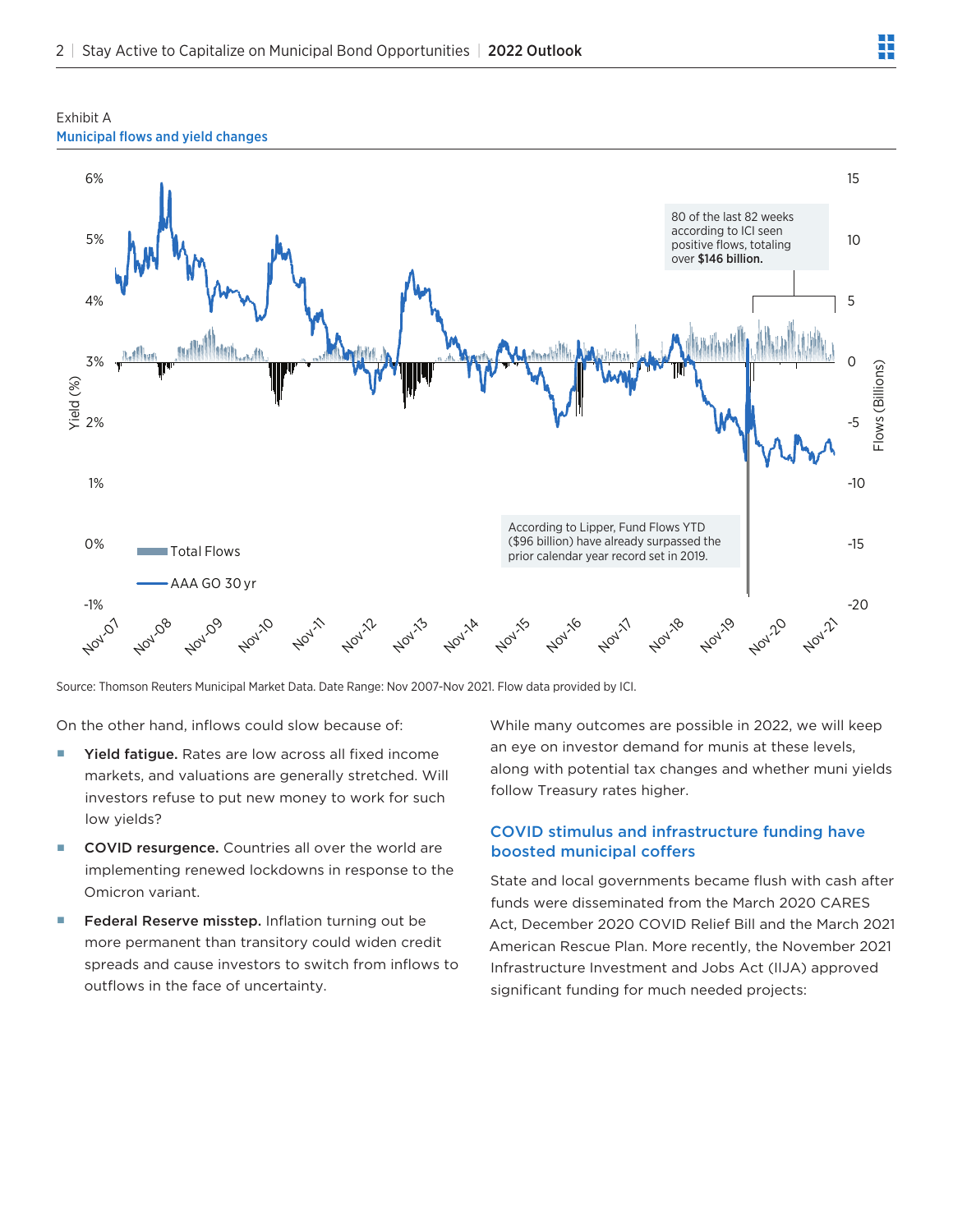Exhibit A

Municipal flows and yield changes

80 of the last 82 weeks according to ICI seen positive flows, totaling over **$146 billion.**

According to Lipper, Fund Flows YTD ($96 billion) have already surpassed the prior calendar year record set in 2019.

Source: Thomson Reuters Municipal Market Data. Date Range: Nov 2007-Nov 2021. Flow data provided by ICI.

On the other hand, inflows could slow because of:

- **Yield fatigue.** Rates are low across all fixed income markets, and valuations are generally stretched. Will investors refuse to put new money to work for such low yields?
- **COVID resurgence.** Countries all over the world are implementing renewed lockdowns in response to the Omicron variant.
- **Federal Reserve misstep.** Inflation turning out be more permanent than transitory could widen credit spreads and cause investors to switch from inflows to outflows in the face of uncertainty.

While many outcomes are possible in 2022, we will keep an eye on investor demand for munis at these levels, along with potential tax changes and whether muni yields follow Treasury rates higher.

## COVID stimulus and infrastructure funding have boosted municipal coffers

State and local governments became flush with cash after funds were disseminated from the March 2020 CARES Act, December 2020 COVID Relief Bill and the March 2021 American Rescue Plan. More recently, the November 2021 Infrastructure Investment and Jobs Act (IIJA) approved significant funding for much needed projects: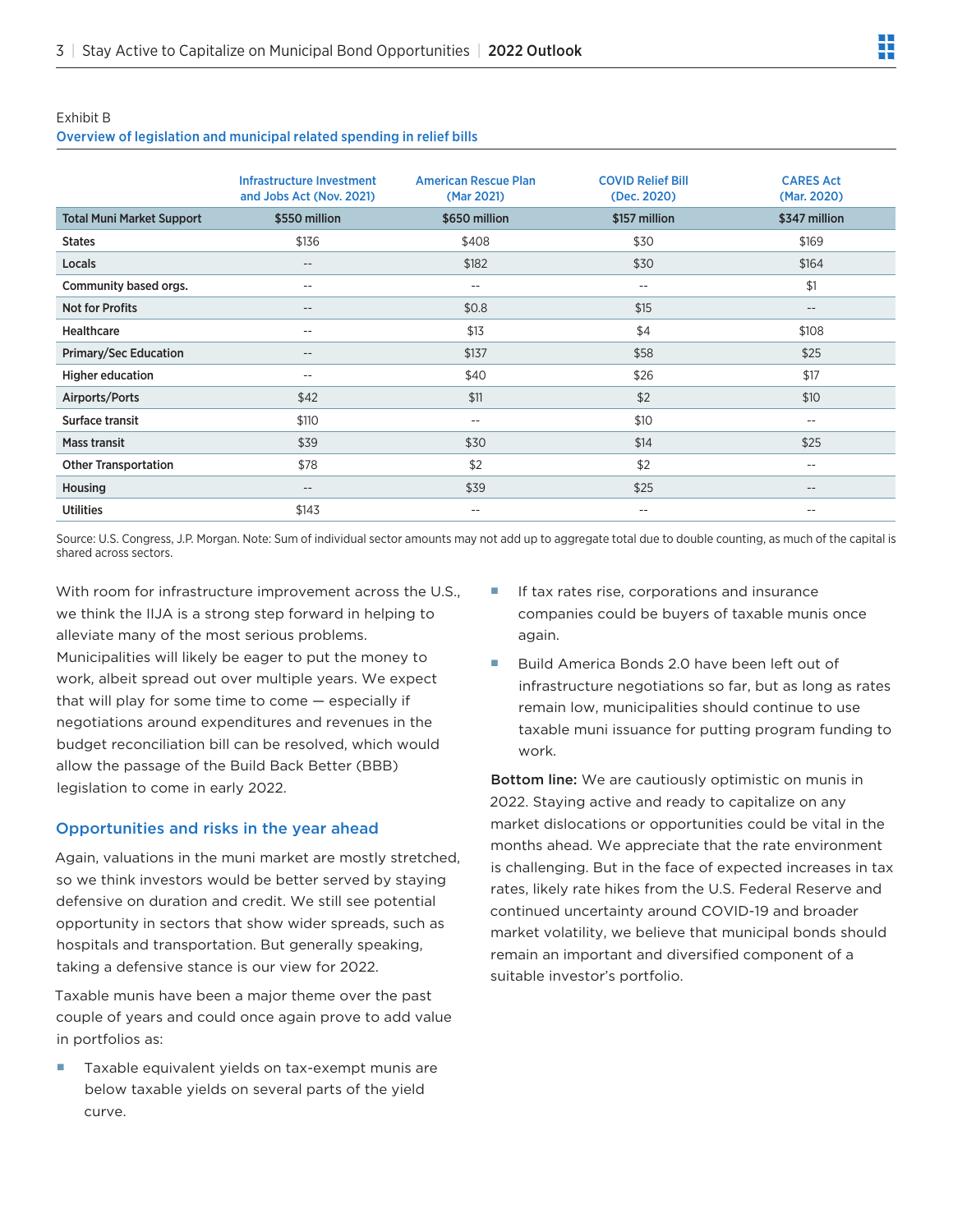Exhibit B

**Overview of legislation and municipal related spending in relief bills**

| | Infrastructure Investment and Jobs Act (Nov. 2021) | American Rescue Plan (Mar 2021) | COVID Relief Bill (Dec. 2020) | CARES Act (Mar. 2020) |
|---|---|---|---|---|
| **Total Muni Market Support** | **$550 million** | **$650 million** | **$157 million** | **$347 million** |
| **States** | $136 | $408 | $30 | $169 |
| **Locals** | -- | $182 | $30 | $164 |
| **Community based orgs.** | -- | -- | -- | $1 |
| **Not for Profits** | -- | $0.8 | $15 | -- |
| **Healthcare** | -- | $13 | $4 | $108 |
| **Primary/Sec Education** | -- | $137 | $58 | $25 |
| **Higher education** | -- | $40 | $26 | $17 |
| **Airports/Ports** | $42 | $11 | $2 | $10 |
| **Surface transit** | $110 | -- | $10 | -- |
| **Mass transit** | $39 | $30 | $14 | $25 |
| **Other Transportation** | $78 | $2 | $2 | -- |
| **Housing** | -- | $39 | $25 | -- |
| **Utilities** | $143 | -- | -- | -- |

Source: U.S. Congress, J.P. Morgan. Note: Sum of individual sector amounts may not add up to aggregate total due to double counting, as much of the capital is shared across sectors.

With room for infrastructure improvement across the U.S., we think the IIJA is a strong step forward in helping to alleviate many of the most serious problems. Municipalities will likely be eager to put the money to work, albeit spread out over multiple years. We expect that will play for some time to come — especially if negotiations around expenditures and revenues in the budget reconciliation bill can be resolved, which would allow the passage of the Build Back Better (BBB) legislation to come in early 2022.

## Opportunities and risks in the year ahead

Again, valuations in the muni market are mostly stretched, so we think investors would be better served by staying defensive on duration and credit. We still see potential opportunity in sectors that show wider spreads, such as hospitals and transportation. But generally speaking, taking a defensive stance is our view for 2022.

Taxable munis have been a major theme over the past couple of years and could once again prove to add value in portfolios as:

- Taxable equivalent yields on tax-exempt munis are below taxable yields on several parts of the yield curve.
- If tax rates rise, corporations and insurance companies could be buyers of taxable munis once again.
- Build America Bonds 2.0 have been left out of infrastructure negotiations so far, but as long as rates remain low, municipalities should continue to use taxable muni issuance for putting program funding to work.

**Bottom line:** We are cautiously optimistic on munis in 2022. Staying active and ready to capitalize on any market dislocations or opportunities could be vital in the months ahead. We appreciate that the rate environment is challenging. But in the face of expected increases in tax rates, likely rate hikes from the U.S. Federal Reserve and continued uncertainty around COVID-19 and broader market volatility, we believe that municipal bonds should remain an important and diversified component of a suitable investor's portfolio.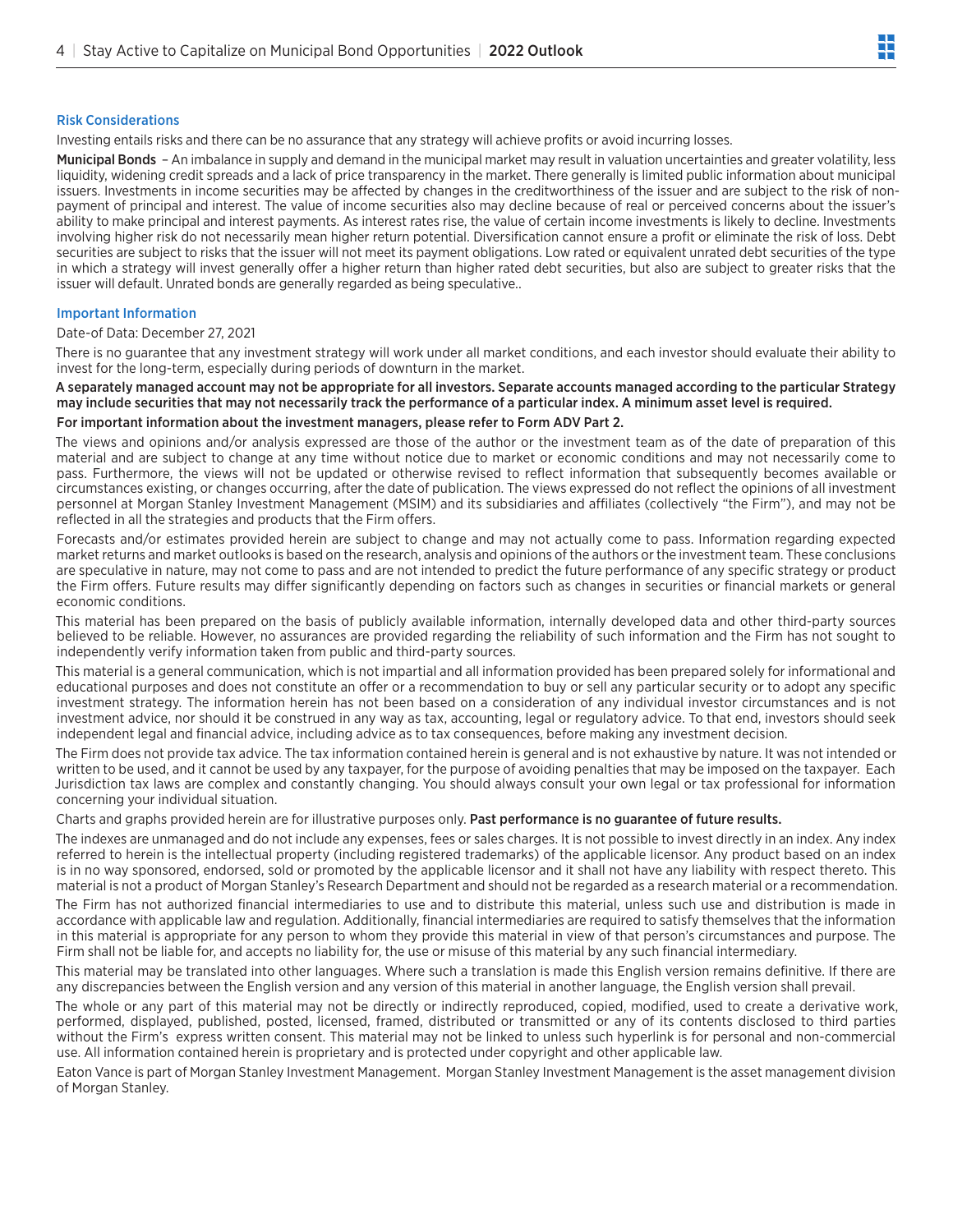## Risk Considerations

Investing entails risks and there can be no assurance that any strategy will achieve profits or avoid incurring losses.

**Municipal Bonds** – An imbalance in supply and demand in the municipal market may result in valuation uncertainties and greater volatility, less liquidity, widening credit spreads and a lack of price transparency in the market. There generally is limited public information about municipal issuers. Investments in income securities may be affected by changes in the creditworthiness of the issuer and are subject to the risk of non-payment of principal and interest. The value of income securities also may decline because of real or perceived concerns about the issuer's ability to make principal and interest payments. As interest rates rise, the value of certain income investments is likely to decline. Investments involving higher risk do not necessarily mean higher return potential. Diversification cannot ensure a profit or eliminate the risk of loss. Debt securities are subject to risks that the issuer will not meet its payment obligations. Low rated or equivalent unrated debt securities of the type in which a strategy will invest generally offer a higher return than higher rated debt securities, but also are subject to greater risks that the issuer will default. Unrated bonds are generally regarded as being speculative..

## Important Information

Date-of Data: December 27, 2021

There is no guarantee that any investment strategy will work under all market conditions, and each investor should evaluate their ability to invest for the long-term, especially during periods of downturn in the market.

**A separately managed account may not be appropriate for all investors. Separate accounts managed according to the particular Strategy may include securities that may not necessarily track the performance of a particular index. A minimum asset level is required.**

**For important information about the investment managers, please refer to Form ADV Part 2.**

The views and opinions and/or analysis expressed are those of the author or the investment team as of the date of preparation of this material and are subject to change at any time without notice due to market or economic conditions and may not necessarily come to pass. Furthermore, the views will not be updated or otherwise revised to reflect information that subsequently becomes available or circumstances existing, or changes occurring, after the date of publication. The views expressed do not reflect the opinions of all investment personnel at Morgan Stanley Investment Management (MSIM) and its subsidiaries and affiliates (collectively "the Firm"), and may not be reflected in all the strategies and products that the Firm offers.

Forecasts and/or estimates provided herein are subject to change and may not actually come to pass. Information regarding expected market returns and market outlooks is based on the research, analysis and opinions of the authors or the investment team. These conclusions are speculative in nature, may not come to pass and are not intended to predict the future performance of any specific strategy or product the Firm offers. Future results may differ significantly depending on factors such as changes in securities or financial markets or general economic conditions.

This material has been prepared on the basis of publicly available information, internally developed data and other third-party sources believed to be reliable. However, no assurances are provided regarding the reliability of such information and the Firm has not sought to independently verify information taken from public and third-party sources.

This material is a general communication, which is not impartial and all information provided has been prepared solely for informational and educational purposes and does not constitute an offer or a recommendation to buy or sell any particular security or to adopt any specific investment strategy. The information herein has not been based on a consideration of any individual investor circumstances and is not investment advice, nor should it be construed in any way as tax, accounting, legal or regulatory advice. To that end, investors should seek independent legal and financial advice, including advice as to tax consequences, before making any investment decision.

The Firm does not provide tax advice. The tax information contained herein is general and is not exhaustive by nature. It was not intended or written to be used, and it cannot be used by any taxpayer, for the purpose of avoiding penalties that may be imposed on the taxpayer. Each Jurisdiction tax laws are complex and constantly changing. You should always consult your own legal or tax professional for information concerning your individual situation.

Charts and graphs provided herein are for illustrative purposes only. **Past performance is no guarantee of future results.**

The indexes are unmanaged and do not include any expenses, fees or sales charges. It is not possible to invest directly in an index. Any index referred to herein is the intellectual property (including registered trademarks) of the applicable licensor. Any product based on an index is in no way sponsored, endorsed, sold or promoted by the applicable licensor and it shall not have any liability with respect thereto. This material is not a product of Morgan Stanley's Research Department and should not be regarded as a research material or a recommendation.

The Firm has not authorized financial intermediaries to use and to distribute this material, unless such use and distribution is made in accordance with applicable law and regulation. Additionally, financial intermediaries are required to satisfy themselves that the information in this material is appropriate for any person to whom they provide this material in view of that person's circumstances and purpose. The Firm shall not be liable for, and accepts no liability for, the use or misuse of this material by any such financial intermediary.

This material may be translated into other languages. Where such a translation is made this English version remains definitive. If there are any discrepancies between the English version and any version of this material in another language, the English version shall prevail.

The whole or any part of this material may not be directly or indirectly reproduced, copied, modified, used to create a derivative work, performed, displayed, published, posted, licensed, framed, distributed or transmitted or any of its contents disclosed to third parties without the Firm's express written consent. This material may not be linked to unless such hyperlink is for personal and non-commercial use. All information contained herein is proprietary and is protected under copyright and other applicable law.

Eaton Vance is part of Morgan Stanley Investment Management. Morgan Stanley Investment Management is the asset management division of Morgan Stanley.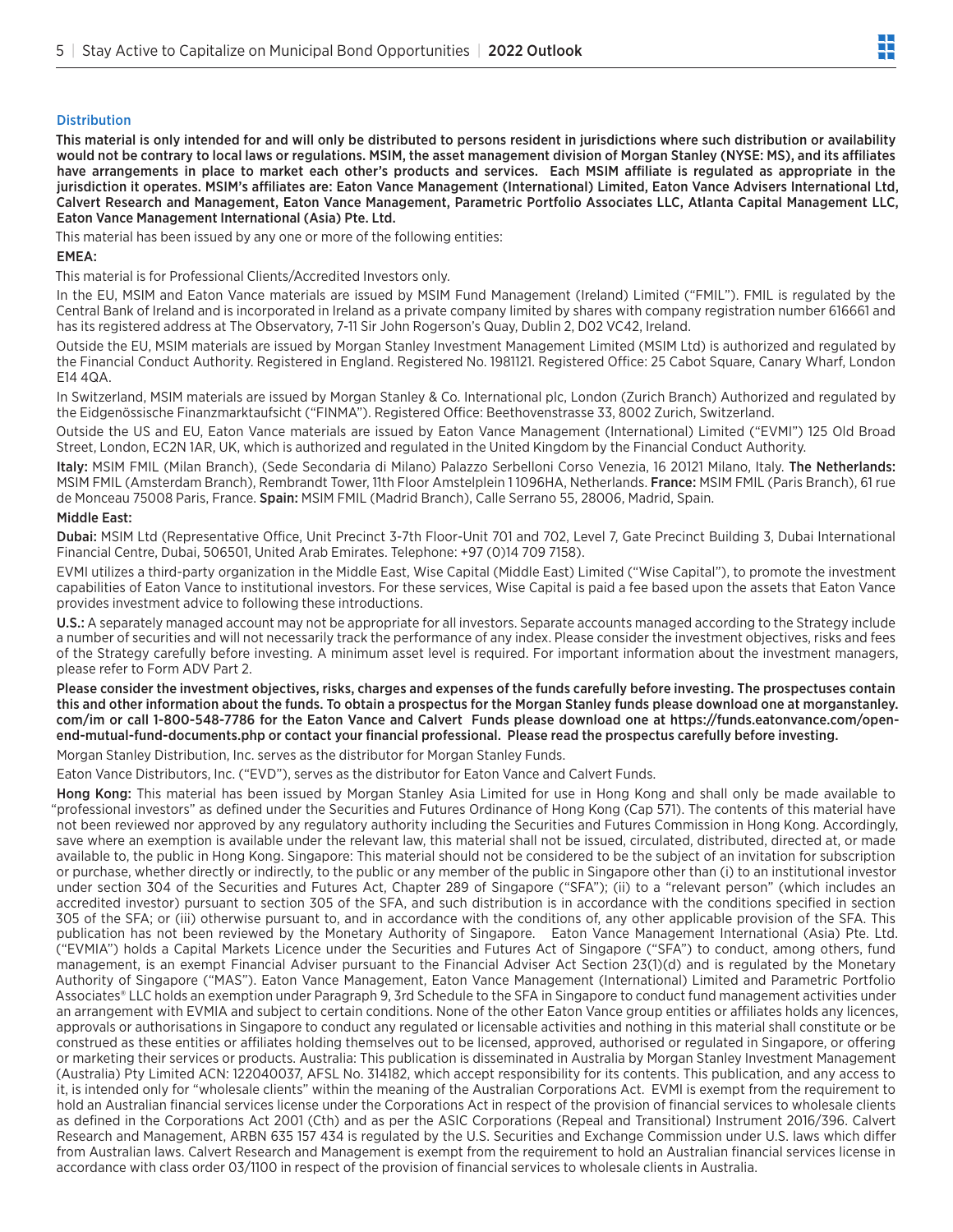## Distribution

**This material is only intended for and will only be distributed to persons resident in jurisdictions where such distribution or availability would not be contrary to local laws or regulations. MSIM, the asset management division of Morgan Stanley (NYSE: MS), and its affiliates have arrangements in place to market each other's products and services. Each MSIM affiliate is regulated as appropriate in the jurisdiction it operates. MSIM's affiliates are: Eaton Vance Management (International) Limited, Eaton Vance Advisers International Ltd, Calvert Research and Management, Eaton Vance Management, Parametric Portfolio Associates LLC, Atlanta Capital Management LLC, Eaton Vance Management International (Asia) Pte. Ltd.**

This material has been issued by any one or more of the following entities:

**EMEA:**

This material is for Professional Clients/Accredited Investors only.

In the EU, MSIM and Eaton Vance materials are issued by MSIM Fund Management (Ireland) Limited ("FMIL"). FMIL is regulated by the Central Bank of Ireland and is incorporated in Ireland as a private company limited by shares with company registration number 616661 and has its registered address at The Observatory, 7-11 Sir John Rogerson's Quay, Dublin 2, D02 VC42, Ireland.

Outside the EU, MSIM materials are issued by Morgan Stanley Investment Management Limited (MSIM Ltd) is authorized and regulated by the Financial Conduct Authority. Registered in England. Registered No. 1981121. Registered Office: 25 Cabot Square, Canary Wharf, London E14 4QA.

In Switzerland, MSIM materials are issued by Morgan Stanley & Co. International plc, London (Zurich Branch) Authorized and regulated by the Eidgenössische Finanzmarktaufsicht ("FINMA"). Registered Office: Beethovenstrasse 33, 8002 Zurich, Switzerland.

Outside the US and EU, Eaton Vance materials are issued by Eaton Vance Management (International) Limited ("EVMI") 125 Old Broad Street, London, EC2N 1AR, UK, which is authorized and regulated in the United Kingdom by the Financial Conduct Authority.

**Italy:** MSIM FMIL (Milan Branch), (Sede Secondaria di Milano) Palazzo Serbelloni Corso Venezia, 16 20121 Milano, Italy. **The Netherlands:** MSIM FMIL (Amsterdam Branch), Rembrandt Tower, 11th Floor Amstelplein 1 1096HA, Netherlands. **France:** MSIM FMIL (Paris Branch), 61 rue de Monceau 75008 Paris, France. **Spain:** MSIM FMIL (Madrid Branch), Calle Serrano 55, 28006, Madrid, Spain.

**Middle East:**

**Dubai:** MSIM Ltd (Representative Office, Unit Precinct 3-7th Floor-Unit 701 and 702, Level 7, Gate Precinct Building 3, Dubai International Financial Centre, Dubai, 506501, United Arab Emirates. Telephone: +97 (0)14 709 7158).

EVMI utilizes a third-party organization in the Middle East, Wise Capital (Middle East) Limited ("Wise Capital"), to promote the investment capabilities of Eaton Vance to institutional investors. For these services, Wise Capital is paid a fee based upon the assets that Eaton Vance provides investment advice to following these introductions.

**U.S.:** A separately managed account may not be appropriate for all investors. Separate accounts managed according to the Strategy include a number of securities and will not necessarily track the performance of any index. Please consider the investment objectives, risks and fees of the Strategy carefully before investing. A minimum asset level is required. For important information about the investment managers, please refer to Form ADV Part 2.

**Please consider the investment objectives, risks, charges and expenses of the funds carefully before investing. The prospectuses contain this and other information about the funds. To obtain a prospectus for the Morgan Stanley funds please download one at morganstanley.com/im or call 1-800-548-7786 for the Eaton Vance and Calvert Funds please download one at https://funds.eatonvance.com/open-end-mutual-fund-documents.php or contact your financial professional. Please read the prospectus carefully before investing.**

Morgan Stanley Distribution, Inc. serves as the distributor for Morgan Stanley Funds.

Eaton Vance Distributors, Inc. ("EVD"), serves as the distributor for Eaton Vance and Calvert Funds.

**Hong Kong:** This material has been issued by Morgan Stanley Asia Limited for use in Hong Kong and shall only be made available to "professional investors" as defined under the Securities and Futures Ordinance of Hong Kong (Cap 571). The contents of this material have not been reviewed nor approved by any regulatory authority including the Securities and Futures Commission in Hong Kong. Accordingly, save where an exemption is available under the relevant law, this material shall not be issued, circulated, distributed, directed at, or made available to, the public in Hong Kong. Singapore: This material should not be considered to be the subject of an invitation for subscription or purchase, whether directly or indirectly, to the public or any member of the public in Singapore other than (i) to an institutional investor under section 304 of the Securities and Futures Act, Chapter 289 of Singapore ("SFA"); (ii) to a "relevant person" (which includes an accredited investor) pursuant to section 305 of the SFA, and such distribution is in accordance with the conditions specified in section 305 of the SFA; or (iii) otherwise pursuant to, and in accordance with the conditions of, any other applicable provision of the SFA. This publication has not been reviewed by the Monetary Authority of Singapore. Eaton Vance Management International (Asia) Pte. Ltd. ("EVMIA") holds a Capital Markets Licence under the Securities and Futures Act of Singapore ("SFA") to conduct, among others, fund management, is an exempt Financial Adviser pursuant to the Financial Adviser Act Section 23(1)(d) and is regulated by the Monetary Authority of Singapore ("MAS"). Eaton Vance Management, Eaton Vance Management (International) Limited and Parametric Portfolio Associates® LLC holds an exemption under Paragraph 9, 3rd Schedule to the SFA in Singapore to conduct fund management activities under an arrangement with EVMIA and subject to certain conditions. None of the other Eaton Vance group entities or affiliates holds any licences, approvals or authorisations in Singapore to conduct any regulated or licensable activities and nothing in this material shall constitute or be construed as these entities or affiliates holding themselves out to be licensed, approved, authorised or regulated in Singapore, or offering or marketing their services or products. Australia: This publication is disseminated in Australia by Morgan Stanley Investment Management (Australia) Pty Limited ACN: 122040037, AFSL No. 314182, which accept responsibility for its contents. This publication, and any access to it, is intended only for "wholesale clients" within the meaning of the Australian Corporations Act. EVMI is exempt from the requirement to hold an Australian financial services license under the Corporations Act in respect of the provision of financial services to wholesale clients as defined in the Corporations Act 2001 (Cth) and as per the ASIC Corporations (Repeal and Transitional) Instrument 2016/396. Calvert Research and Management, ARBN 635 157 434 is regulated by the U.S. Securities and Exchange Commission under U.S. laws which differ from Australian laws. Calvert Research and Management is exempt from the requirement to hold an Australian financial services license in accordance with class order 03/1100 in respect of the provision of financial services to wholesale clients in Australia.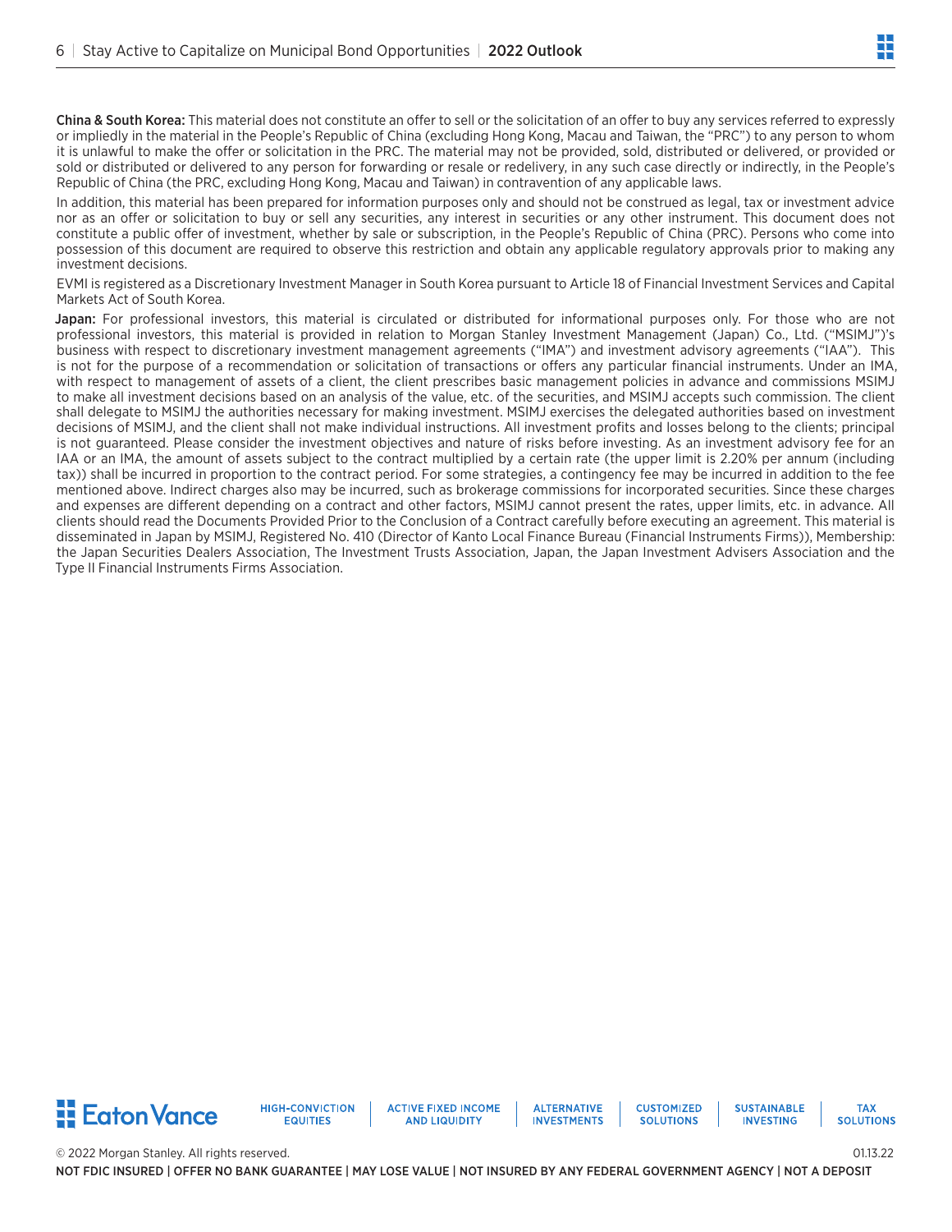**China & South Korea:** This material does not constitute an offer to sell or the solicitation of an offer to buy any services referred to expressly or impliedly in the material in the People's Republic of China (excluding Hong Kong, Macau and Taiwan, the "PRC") to any person to whom it is unlawful to make the offer or solicitation in the PRC. The material may not be provided, sold, distributed or delivered, or provided or sold or distributed or delivered to any person for forwarding or resale or redelivery, in any such case directly or indirectly, in the People's Republic of China (the PRC, excluding Hong Kong, Macau and Taiwan) in contravention of any applicable laws.

In addition, this material has been prepared for information purposes only and should not be construed as legal, tax or investment advice nor as an offer or solicitation to buy or sell any securities, any interest in securities or any other instrument. This document does not constitute a public offer of investment, whether by sale or subscription, in the People's Republic of China (PRC). Persons who come into possession of this document are required to observe this restriction and obtain any applicable regulatory approvals prior to making any investment decisions.

EVMI is registered as a Discretionary Investment Manager in South Korea pursuant to Article 18 of Financial Investment Services and Capital Markets Act of South Korea.

**Japan:** For professional investors, this material is circulated or distributed for informational purposes only. For those who are not professional investors, this material is provided in relation to Morgan Stanley Investment Management (Japan) Co., Ltd. ("MSIMJ")'s business with respect to discretionary investment management agreements ("IMA") and investment advisory agreements ("IAA"). This is not for the purpose of a recommendation or solicitation of transactions or offers any particular financial instruments. Under an IMA, with respect to management of assets of a client, the client prescribes basic management policies in advance and commissions MSIMJ to make all investment decisions based on an analysis of the value, etc. of the securities, and MSIMJ accepts such commission. The client shall delegate to MSIMJ the authorities necessary for making investment. MSIMJ exercises the delegated authorities based on investment decisions of MSIMJ, and the client shall not make individual instructions. All investment profits and losses belong to the clients; principal is not guaranteed. Please consider the investment objectives and nature of risks before investing. As an investment advisory fee for an IAA or an IMA, the amount of assets subject to the contract multiplied by a certain rate (the upper limit is 2.20% per annum (including tax)) shall be incurred in proportion to the contract period. For some strategies, a contingency fee may be incurred in addition to the fee mentioned above. Indirect charges also may be incurred, such as brokerage commissions for incorporated securities. Since these charges and expenses are different depending on a contract and other factors, MSIMJ cannot present the rates, upper limits, etc. in advance. All clients should read the Documents Provided Prior to the Conclusion of a Contract carefully before executing an agreement. This material is disseminated in Japan by MSIMJ, Registered No. 410 (Director of Kanto Local Finance Bureau (Financial Instruments Firms)), Membership: the Japan Securities Dealers Association, The Investment Trusts Association, Japan, the Japan Investment Advisers Association and the Type II Financial Instruments Firms Association.

Eaton Vance

HIGH-CONVICTION EQUITIES | ACTIVE FIXED INCOME AND LIQUIDITY | ALTERNATIVE INVESTMENTS | CUSTOMIZED SOLUTIONS | SUSTAINABLE INVESTING | TAX SOLUTIONS

© 2022 Morgan Stanley. All rights reserved. 01.13.22

NOT FDIC INSURED | OFFER NO BANK GUARANTEE | MAY LOSE VALUE | NOT INSURED BY ANY FEDERAL GOVERNMENT AGENCY | NOT A DEPOSIT